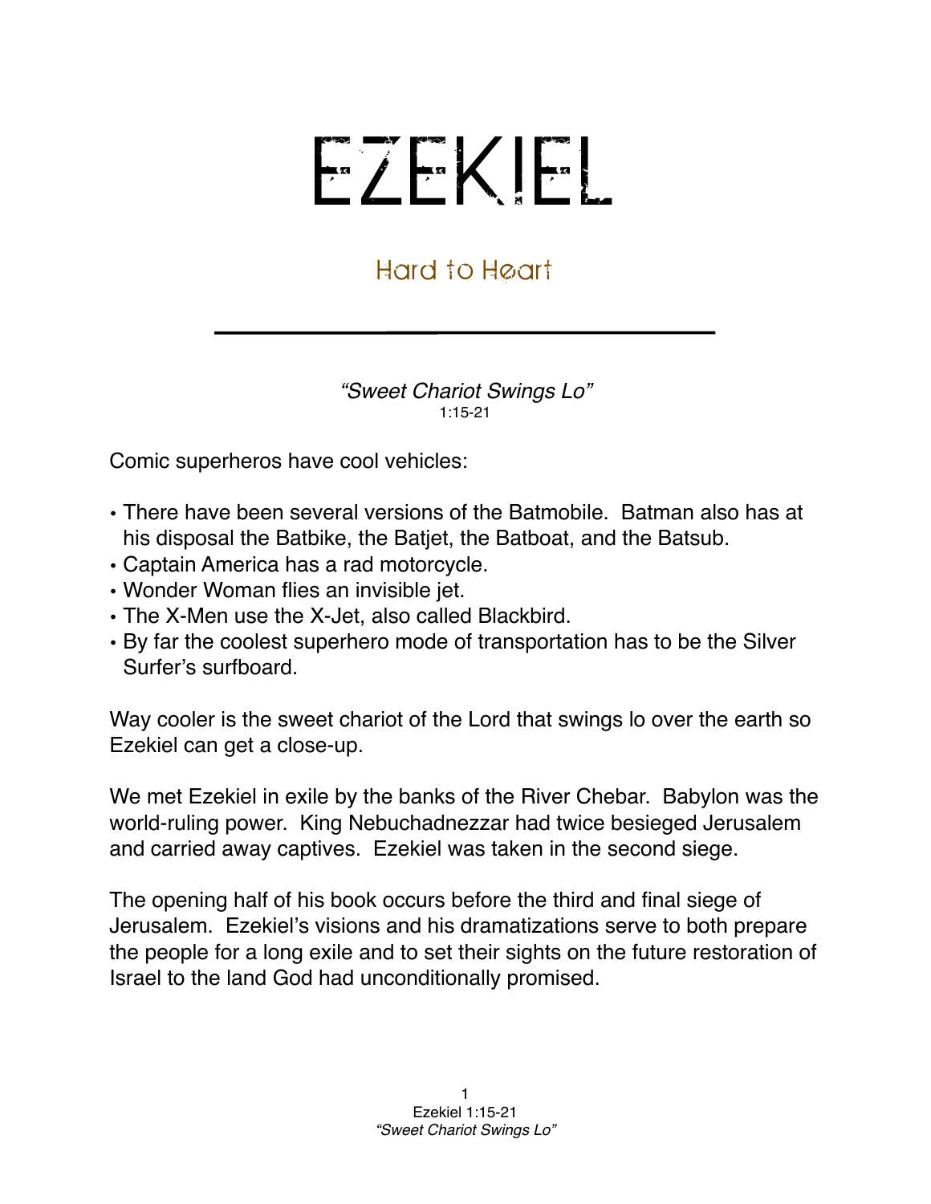# EZEKIEL

## Hard to Heart

---

*"Sweet Chariot Swings Lo"*
1:15-21

Comic superheros have cool vehicles:

- There have been several versions of the Batmobile. Batman also has at his disposal the Batbike, the Batjet, the Batboat, and the Batsub.
- Captain America has a rad motorcycle.
- Wonder Woman flies an invisible jet.
- The X-Men use the X-Jet, also called Blackbird.
- By far the coolest superhero mode of transportation has to be the Silver Surfer's surfboard.

Way cooler is the sweet chariot of the Lord that swings lo over the earth so Ezekiel can get a close-up.

We met Ezekiel in exile by the banks of the River Chebar. Babylon was the world-ruling power. King Nebuchadnezzar had twice besieged Jerusalem and carried away captives. Ezekiel was taken in the second siege.

The opening half of his book occurs before the third and final siege of Jerusalem. Ezekiel's visions and his dramatizations serve to both prepare the people for a long exile and to set their sights on the future restoration of Israel to the land God had unconditionally promised.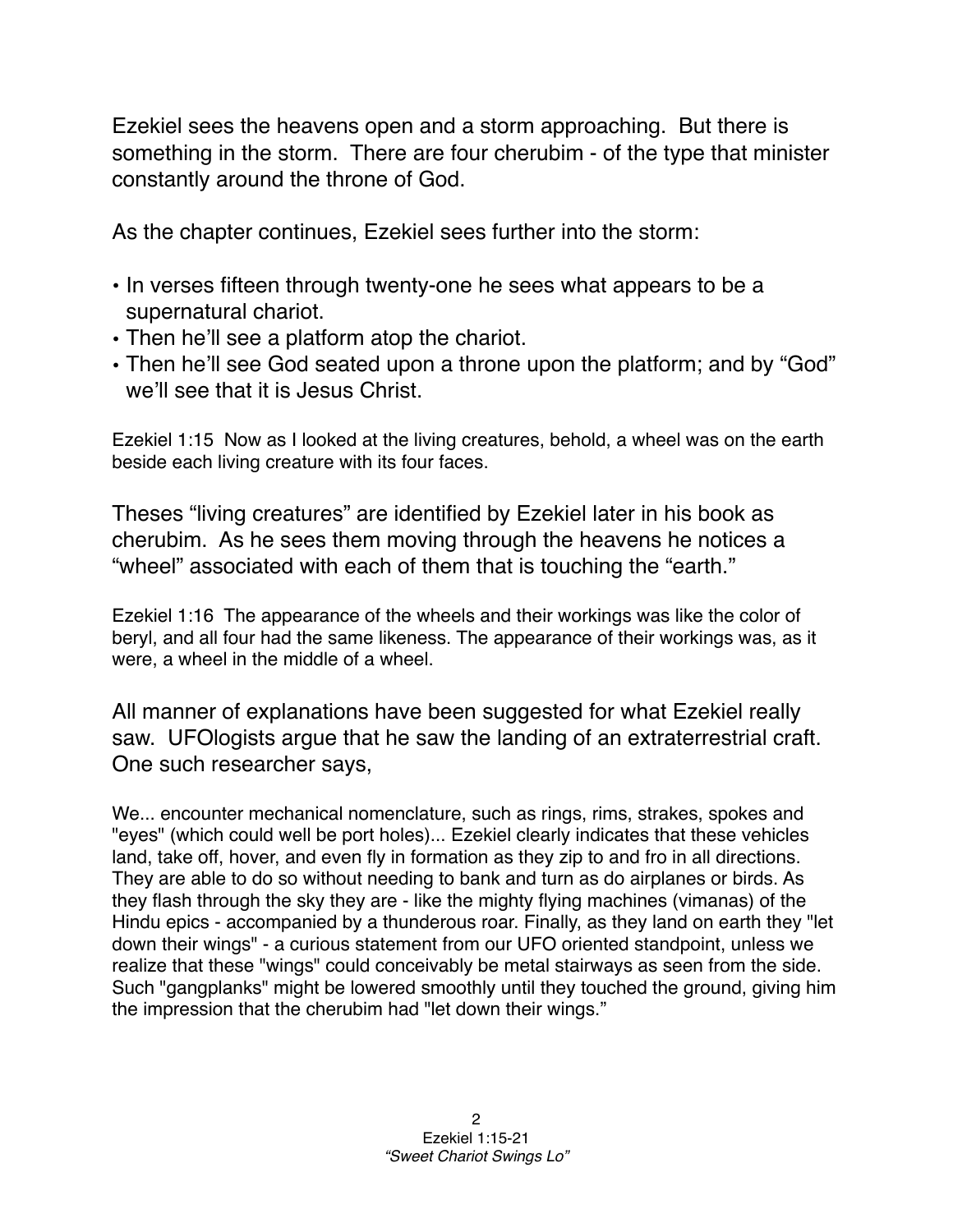Ezekiel sees the heavens open and a storm approaching. But there is something in the storm. There are four cherubim - of the type that minister constantly around the throne of God.

As the chapter continues, Ezekiel sees further into the storm:

- In verses fifteen through twenty-one he sees what appears to be a supernatural chariot.
- Then he'll see a platform atop the chariot.
- Then he'll see God seated upon a throne upon the platform; and by "God" we'll see that it is Jesus Christ.

Ezekiel 1:15 Now as I looked at the living creatures, behold, a wheel was on the earth beside each living creature with its four faces.

Theses "living creatures" are identified by Ezekiel later in his book as cherubim. As he sees them moving through the heavens he notices a "wheel" associated with each of them that is touching the "earth."

Ezekiel 1:16 The appearance of the wheels and their workings was like the color of beryl, and all four had the same likeness. The appearance of their workings was, as it were, a wheel in the middle of a wheel.

All manner of explanations have been suggested for what Ezekiel really saw. UFOlogists argue that he saw the landing of an extraterrestrial craft. One such researcher says,

We... encounter mechanical nomenclature, such as rings, rims, strakes, spokes and "eyes" (which could well be port holes)... Ezekiel clearly indicates that these vehicles land, take off, hover, and even fly in formation as they zip to and fro in all directions. They are able to do so without needing to bank and turn as do airplanes or birds. As they flash through the sky they are - like the mighty flying machines (vimanas) of the Hindu epics - accompanied by a thunderous roar. Finally, as they land on earth they "let down their wings" - a curious statement from our UFO oriented standpoint, unless we realize that these "wings" could conceivably be metal stairways as seen from the side. Such "gangplanks" might be lowered smoothly until they touched the ground, giving him the impression that the cherubim had "let down their wings."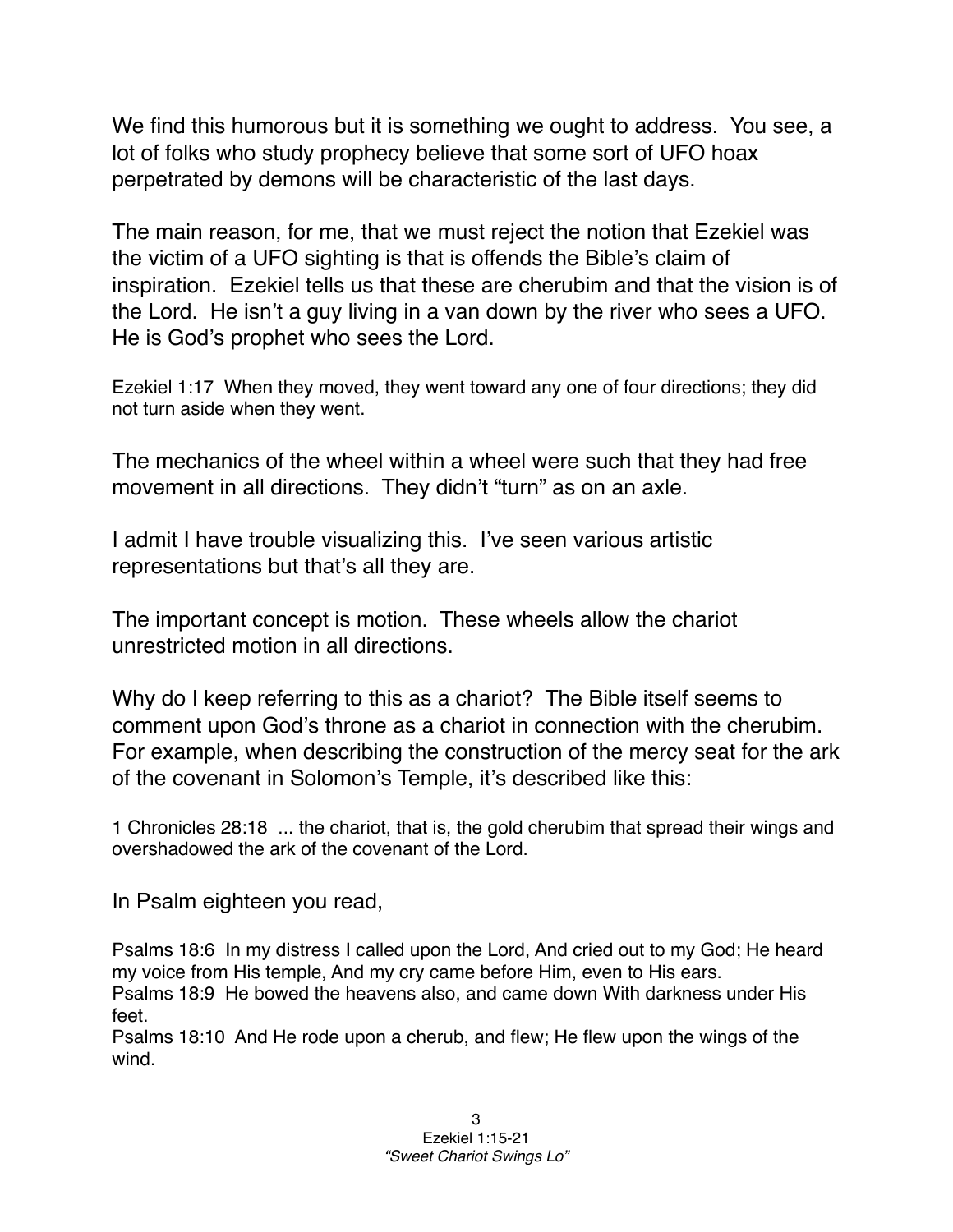We find this humorous but it is something we ought to address. You see, a lot of folks who study prophecy believe that some sort of UFO hoax perpetrated by demons will be characteristic of the last days.

The main reason, for me, that we must reject the notion that Ezekiel was the victim of a UFO sighting is that is offends the Bible's claim of inspiration. Ezekiel tells us that these are cherubim and that the vision is of the Lord. He isn't a guy living in a van down by the river who sees a UFO. He is God's prophet who sees the Lord.

Ezekiel 1:17 When they moved, they went toward any one of four directions; they did not turn aside when they went.

The mechanics of the wheel within a wheel were such that they had free movement in all directions. They didn't "turn" as on an axle.

I admit I have trouble visualizing this. I've seen various artistic representations but that's all they are.

The important concept is motion. These wheels allow the chariot unrestricted motion in all directions.

Why do I keep referring to this as a chariot? The Bible itself seems to comment upon God's throne as a chariot in connection with the cherubim. For example, when describing the construction of the mercy seat for the ark of the covenant in Solomon's Temple, it's described like this:

1 Chronicles 28:18 ... the chariot, that is, the gold cherubim that spread their wings and overshadowed the ark of the covenant of the Lord.

In Psalm eighteen you read,

Psalms 18:6 In my distress I called upon the Lord, And cried out to my God; He heard my voice from His temple, And my cry came before Him, even to His ears.
Psalms 18:9 He bowed the heavens also, and came down With darkness under His feet.
Psalms 18:10 And He rode upon a cherub, and flew; He flew upon the wings of the wind.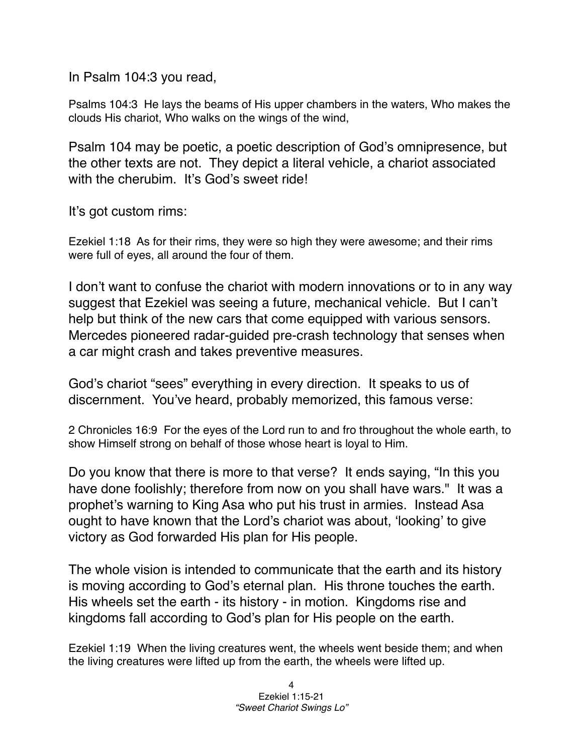In Psalm 104:3 you read,

Psalms 104:3 He lays the beams of His upper chambers in the waters, Who makes the clouds His chariot, Who walks on the wings of the wind,

Psalm 104 may be poetic, a poetic description of God's omnipresence, but the other texts are not. They depict a literal vehicle, a chariot associated with the cherubim. It's God's sweet ride!

It's got custom rims:

Ezekiel 1:18 As for their rims, they were so high they were awesome; and their rims were full of eyes, all around the four of them.

I don't want to confuse the chariot with modern innovations or to in any way suggest that Ezekiel was seeing a future, mechanical vehicle. But I can't help but think of the new cars that come equipped with various sensors. Mercedes pioneered radar-guided pre-crash technology that senses when a car might crash and takes preventive measures.

God's chariot "sees" everything in every direction. It speaks to us of discernment. You've heard, probably memorized, this famous verse:

2 Chronicles 16:9 For the eyes of the Lord run to and fro throughout the whole earth, to show Himself strong on behalf of those whose heart is loyal to Him.

Do you know that there is more to that verse? It ends saying, "In this you have done foolishly; therefore from now on you shall have wars." It was a prophet's warning to King Asa who put his trust in armies. Instead Asa ought to have known that the Lord's chariot was about, 'looking' to give victory as God forwarded His plan for His people.

The whole vision is intended to communicate that the earth and its history is moving according to God's eternal plan. His throne touches the earth. His wheels set the earth - its history - in motion. Kingdoms rise and kingdoms fall according to God's plan for His people on the earth.

Ezekiel 1:19 When the living creatures went, the wheels went beside them; and when the living creatures were lifted up from the earth, the wheels were lifted up.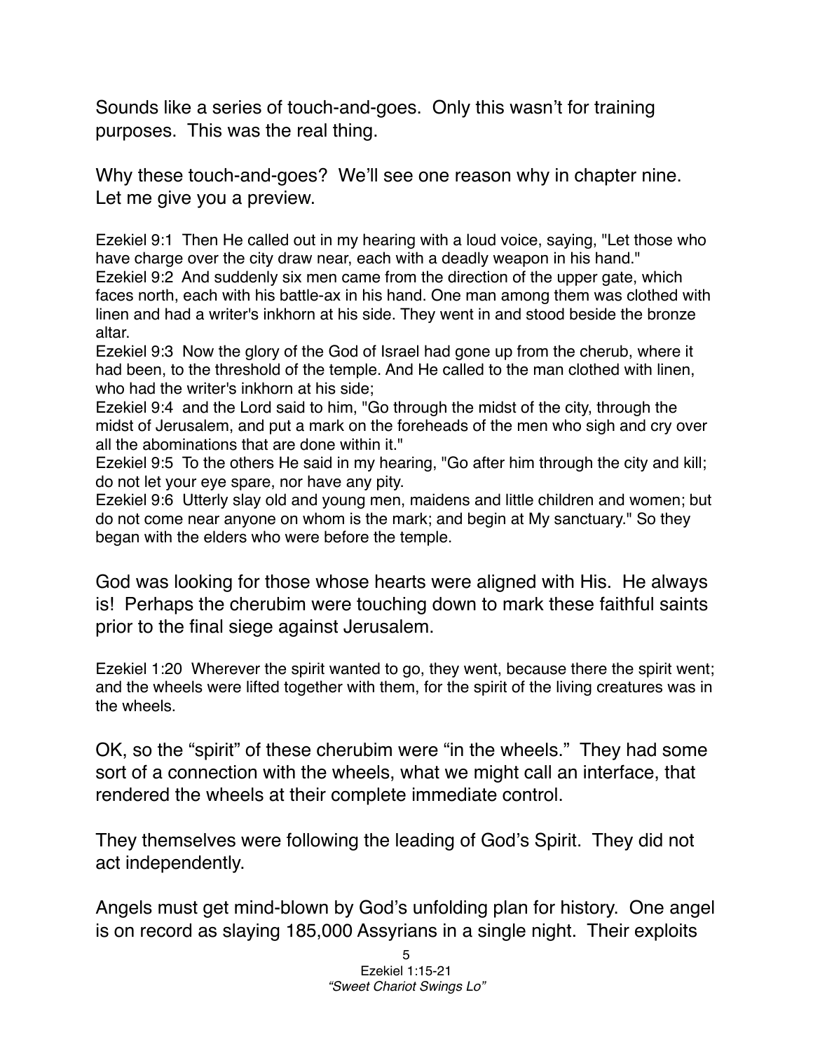Sounds like a series of touch-and-goes. Only this wasn't for training purposes. This was the real thing.

Why these touch-and-goes? We'll see one reason why in chapter nine. Let me give you a preview.

Ezekiel 9:1 Then He called out in my hearing with a loud voice, saying, "Let those who have charge over the city draw near, each with a deadly weapon in his hand."
Ezekiel 9:2 And suddenly six men came from the direction of the upper gate, which faces north, each with his battle-ax in his hand. One man among them was clothed with linen and had a writer's inkhorn at his side. They went in and stood beside the bronze altar.
Ezekiel 9:3 Now the glory of the God of Israel had gone up from the cherub, where it had been, to the threshold of the temple. And He called to the man clothed with linen, who had the writer's inkhorn at his side;
Ezekiel 9:4 and the Lord said to him, "Go through the midst of the city, through the midst of Jerusalem, and put a mark on the foreheads of the men who sigh and cry over all the abominations that are done within it."
Ezekiel 9:5 To the others He said in my hearing, "Go after him through the city and kill; do not let your eye spare, nor have any pity.
Ezekiel 9:6 Utterly slay old and young men, maidens and little children and women; but do not come near anyone on whom is the mark; and begin at My sanctuary." So they began with the elders who were before the temple.

God was looking for those whose hearts were aligned with His. He always is! Perhaps the cherubim were touching down to mark these faithful saints prior to the final siege against Jerusalem.

Ezekiel 1:20 Wherever the spirit wanted to go, they went, because there the spirit went; and the wheels were lifted together with them, for the spirit of the living creatures was in the wheels.

OK, so the "spirit" of these cherubim were "in the wheels." They had some sort of a connection with the wheels, what we might call an interface, that rendered the wheels at their complete immediate control.

They themselves were following the leading of God's Spirit. They did not act independently.

Angels must get mind-blown by God's unfolding plan for history. One angel is on record as slaying 185,000 Assyrians in a single night. Their exploits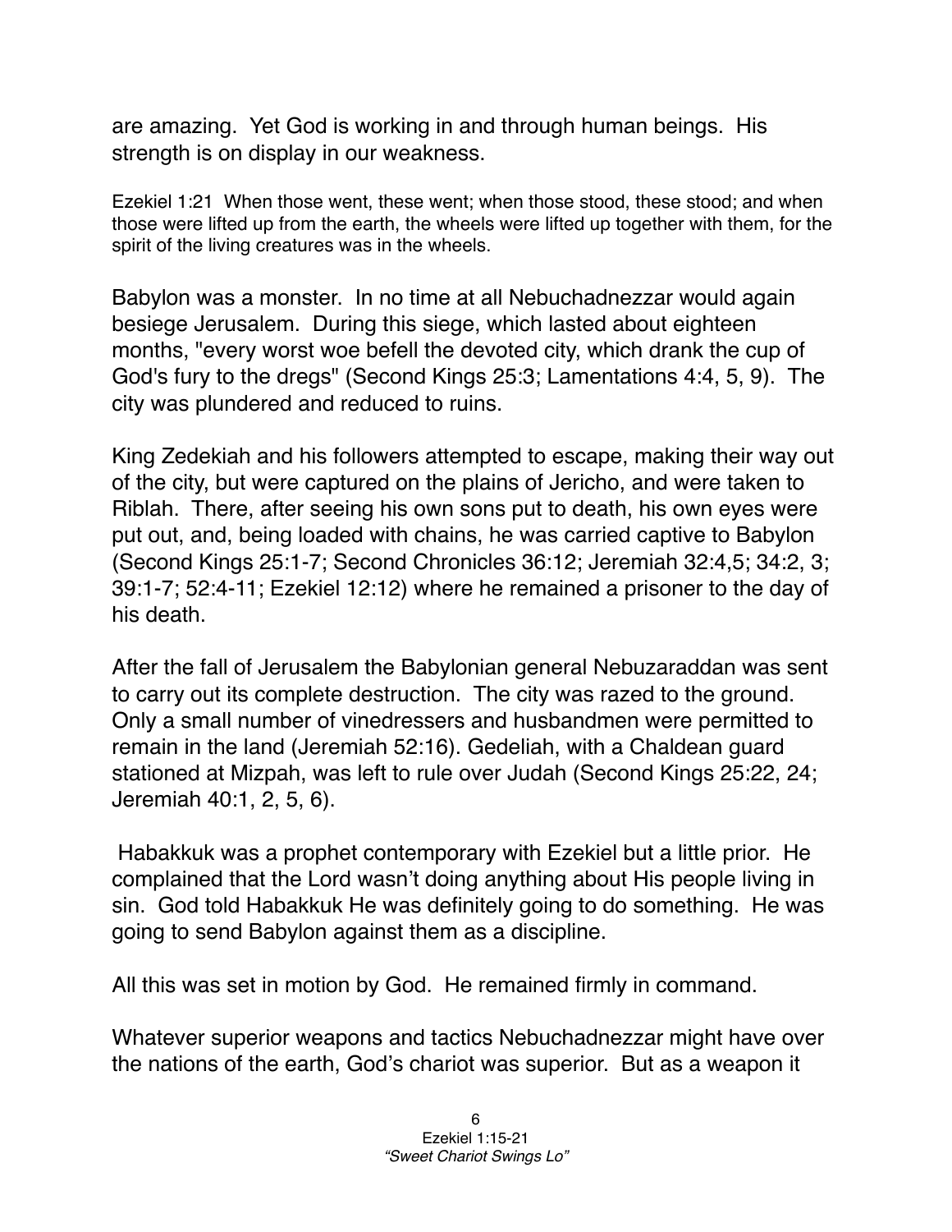are amazing. Yet God is working in and through human beings. His strength is on display in our weakness.

Ezekiel 1:21 When those went, these went; when those stood, these stood; and when those were lifted up from the earth, the wheels were lifted up together with them, for the spirit of the living creatures was in the wheels.

Babylon was a monster. In no time at all Nebuchadnezzar would again besiege Jerusalem. During this siege, which lasted about eighteen months, "every worst woe befell the devoted city, which drank the cup of God's fury to the dregs" (Second Kings 25:3; Lamentations 4:4, 5, 9). The city was plundered and reduced to ruins.

King Zedekiah and his followers attempted to escape, making their way out of the city, but were captured on the plains of Jericho, and were taken to Riblah. There, after seeing his own sons put to death, his own eyes were put out, and, being loaded with chains, he was carried captive to Babylon (Second Kings 25:1-7; Second Chronicles 36:12; Jeremiah 32:4,5; 34:2, 3; 39:1-7; 52:4-11; Ezekiel 12:12) where he remained a prisoner to the day of his death.

After the fall of Jerusalem the Babylonian general Nebuzaraddan was sent to carry out its complete destruction. The city was razed to the ground. Only a small number of vinedressers and husbandmen were permitted to remain in the land (Jeremiah 52:16). Gedeliah, with a Chaldean guard stationed at Mizpah, was left to rule over Judah (Second Kings 25:22, 24; Jeremiah 40:1, 2, 5, 6).

Habakkuk was a prophet contemporary with Ezekiel but a little prior. He complained that the Lord wasn't doing anything about His people living in sin. God told Habakkuk He was definitely going to do something. He was going to send Babylon against them as a discipline.

All this was set in motion by God. He remained firmly in command.

Whatever superior weapons and tactics Nebuchadnezzar might have over the nations of the earth, God's chariot was superior. But as a weapon it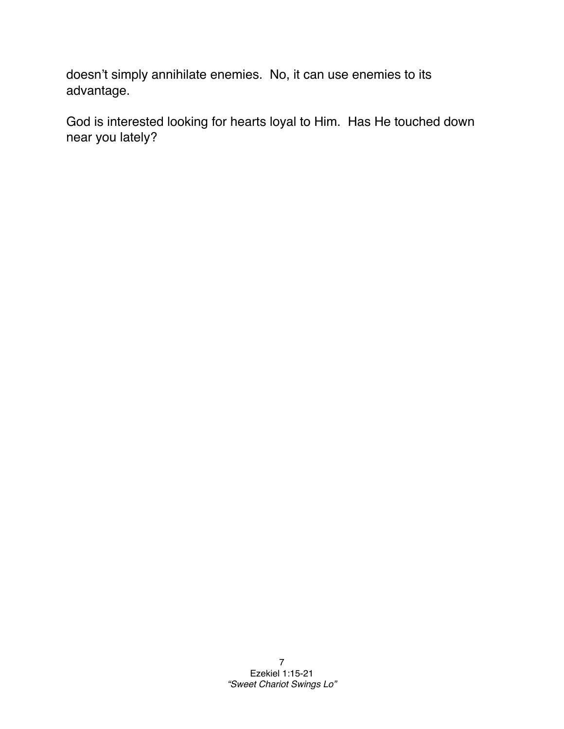doesn't simply annihilate enemies.  No, it can use enemies to its advantage.

God is interested looking for hearts loyal to Him.  Has He touched down near you lately?